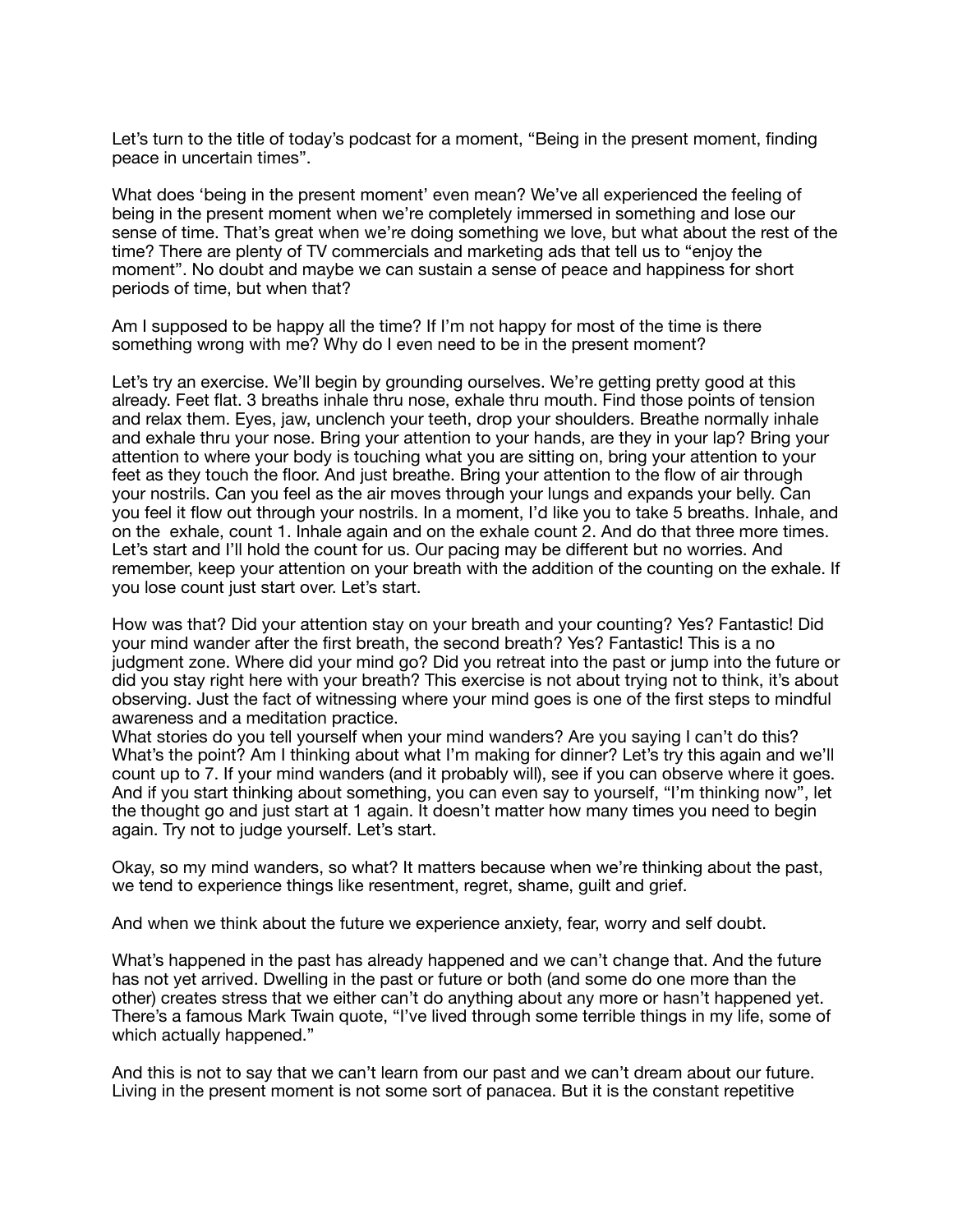Let’s turn to the title of today’s podcast for a moment, “Being in the present moment, finding peace in uncertain times”.

What does ‘being in the present moment’ even mean? We’ve all experienced the feeling of being in the present moment when we’re completely immersed in something and lose our sense of time. That’s great when we’re doing something we love, but what about the rest of the time? There are plenty of TV commercials and marketing ads that tell us to “enjoy the moment”. No doubt and maybe we can sustain a sense of peace and happiness for short periods of time, but when that?

Am I supposed to be happy all the time? If I’m not happy for most of the time is there something wrong with me? Why do I even need to be in the present moment?

Let’s try an exercise. We’ll begin by grounding ourselves. We’re getting pretty good at this already. Feet flat. 3 breaths inhale thru nose, exhale thru mouth. Find those points of tension and relax them. Eyes, jaw, unclench your teeth, drop your shoulders. Breathe normally inhale and exhale thru your nose. Bring your attention to your hands, are they in your lap? Bring your attention to where your body is touching what you are sitting on, bring your attention to your feet as they touch the floor. And just breathe. Bring your attention to the flow of air through your nostrils. Can you feel as the air moves through your lungs and expands your belly. Can you feel it flow out through your nostrils. In a moment, I’d like you to take 5 breaths. Inhale, and on the exhale, count 1. Inhale again and on the exhale count 2. And do that three more times. Let’s start and I’ll hold the count for us. Our pacing may be different but no worries. And remember, keep your attention on your breath with the addition of the counting on the exhale. If you lose count just start over. Let’s start.

How was that? Did your attention stay on your breath and your counting? Yes? Fantastic! Did your mind wander after the first breath, the second breath? Yes? Fantastic! This is a no judgment zone. Where did your mind go? Did you retreat into the past or jump into the future or did you stay right here with your breath? This exercise is not about trying not to think, it’s about observing. Just the fact of witnessing where your mind goes is one of the first steps to mindful awareness and a meditation practice.
What stories do you tell yourself when your mind wanders? Are you saying I can’t do this? What’s the point? Am I thinking about what I’m making for dinner? Let’s try this again and we’ll count up to 7. If your mind wanders (and it probably will), see if you can observe where it goes. And if you start thinking about something, you can even say to yourself, “I’m thinking now”, let the thought go and just start at 1 again. It doesn’t matter how many times you need to begin again. Try not to judge yourself. Let’s start.

Okay, so my mind wanders, so what? It matters because when we’re thinking about the past, we tend to experience things like resentment, regret, shame, guilt and grief.

And when we think about the future we experience anxiety, fear, worry and self doubt.

What’s happened in the past has already happened and we can’t change that. And the future has not yet arrived. Dwelling in the past or future or both (and some do one more than the other) creates stress that we either can’t do anything about any more or hasn’t happened yet. There’s a famous Mark Twain quote, “I’ve lived through some terrible things in my life, some of which actually happened.”

And this is not to say that we can’t learn from our past and we can’t dream about our future. Living in the present moment is not some sort of panacea. But it is the constant repetitive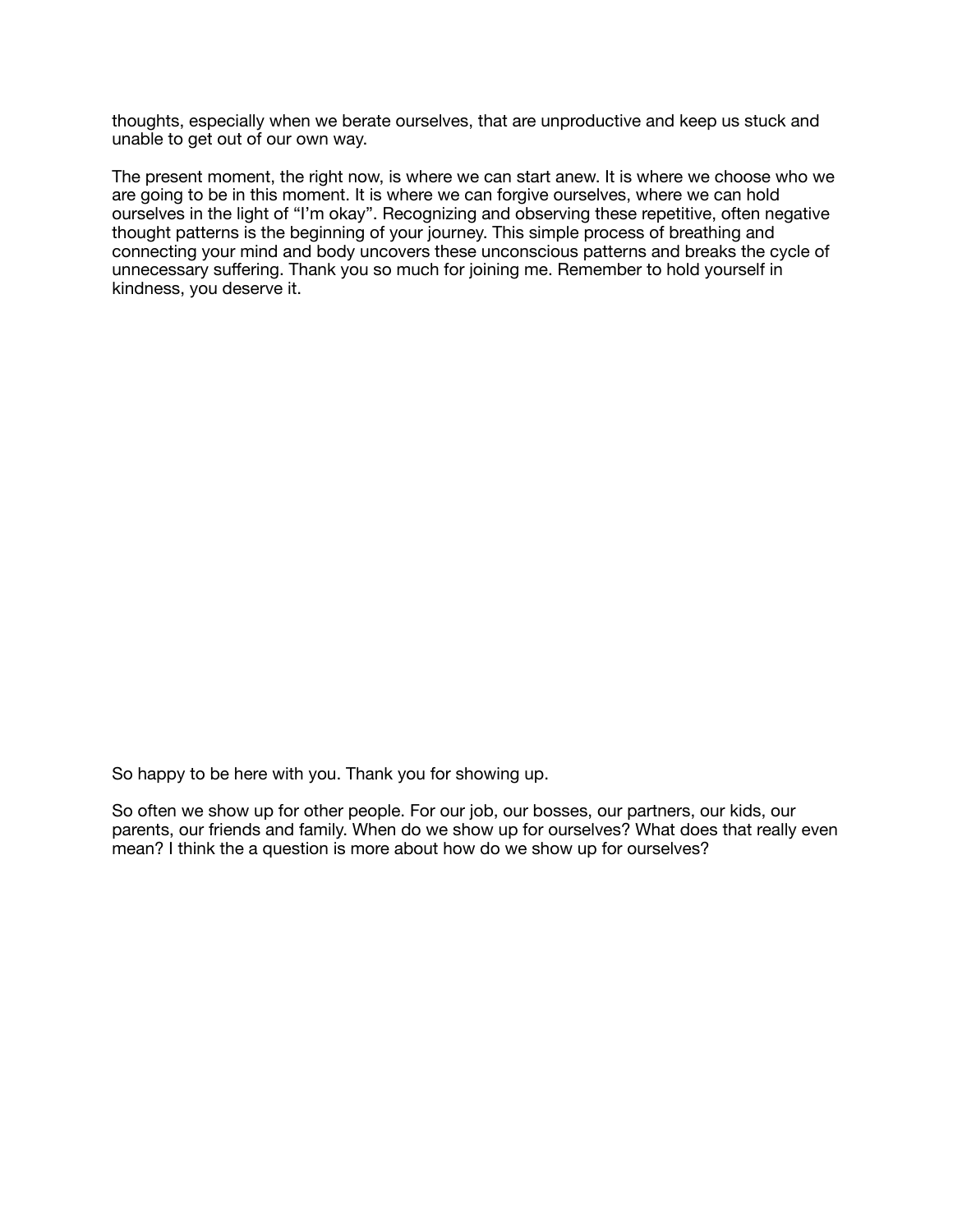thoughts, especially when we berate ourselves, that are unproductive and keep us stuck and unable to get out of our own way.

The present moment, the right now, is where we can start anew. It is where we choose who we are going to be in this moment. It is where we can forgive ourselves, where we can hold ourselves in the light of "I'm okay". Recognizing and observing these repetitive, often negative thought patterns is the beginning of your journey. This simple process of breathing and connecting your mind and body uncovers these unconscious patterns and breaks the cycle of unnecessary suffering. Thank you so much for joining me. Remember to hold yourself in kindness, you deserve it.

So happy to be here with you. Thank you for showing up.

So often we show up for other people. For our job, our bosses, our partners, our kids, our parents, our friends and family. When do we show up for ourselves? What does that really even mean? I think the a question is more about how do we show up for ourselves?